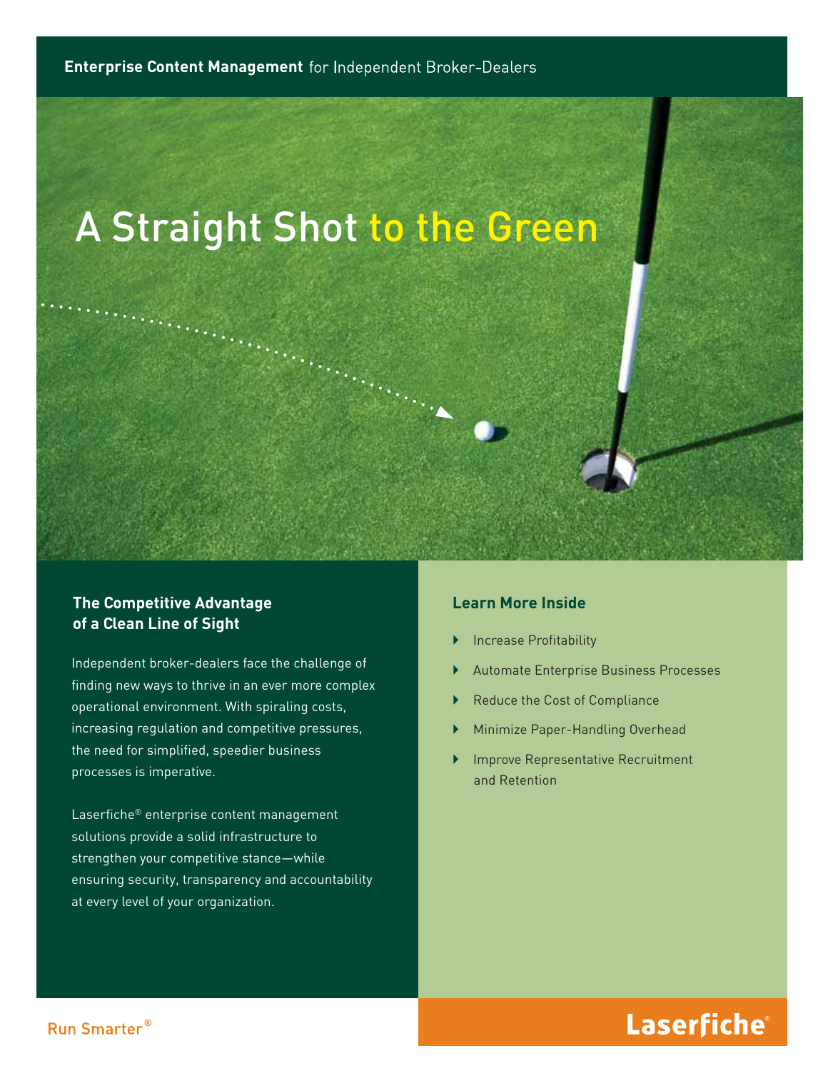**Enterprise Content Management** for Independent Broker-Dealers

# A Straight Shot to the Green

## The Competitive Advantage of a Clean Line of Sight

Independent broker-dealers face the challenge of finding new ways to thrive in an ever more complex operational environment. With spiraling costs, increasing regulation and competitive pressures, the need for simplified, speedier business processes is imperative.

Laserfiche® enterprise content management solutions provide a solid infrastructure to strengthen your competitive stance—while ensuring security, transparency and accountability at every level of your organization.

## Learn More Inside

- Increase Profitability
- Automate Enterprise Business Processes
- Reduce the Cost of Compliance
- Minimize Paper-Handling Overhead
- Improve Representative Recruitment and Retention

Run Smarter®

Laserfiche®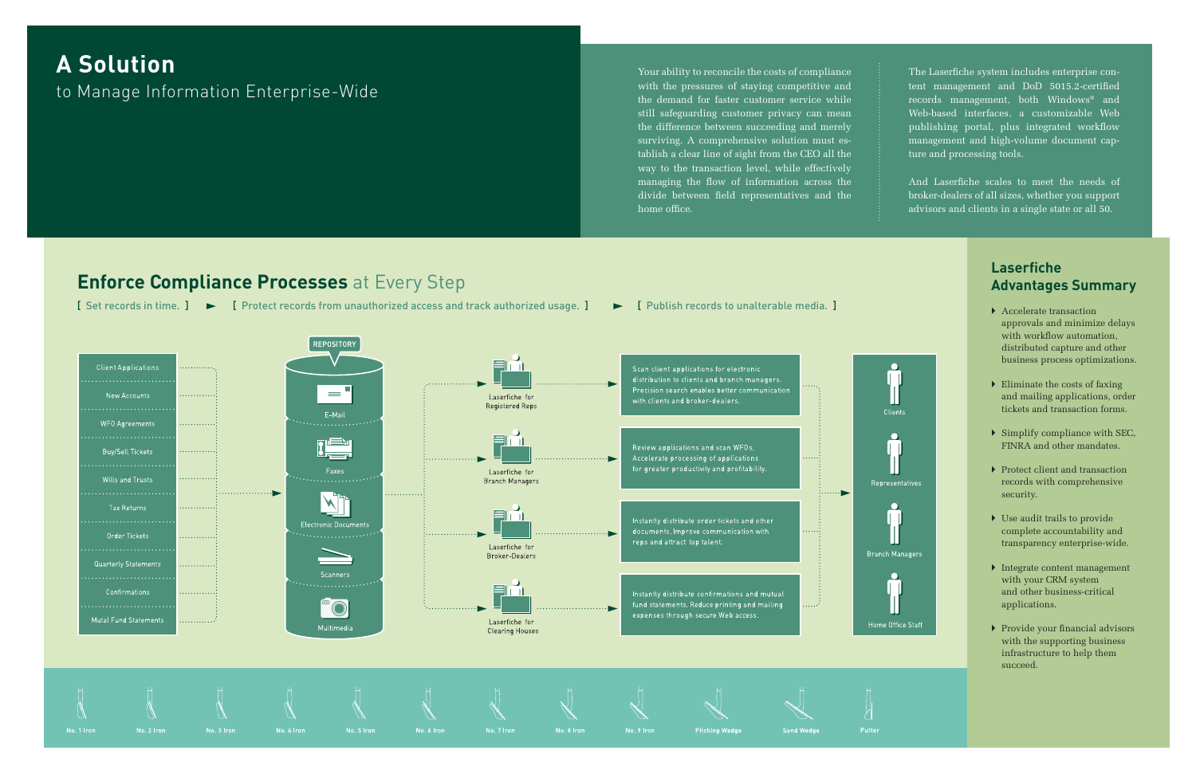# A Solution

## to Manage Information Enterprise-Wide

Your ability to reconcile the costs of compliance with the pressures of staying competitive and the demand for faster customer service while still safeguarding customer privacy can mean the difference between succeeding and merely surviving. A comprehensive solution must establish a clear line of sight from the CEO all the way to the transaction level, while effectively managing the flow of information across the divide between field representatives and the home office.

The Laserfiche system includes enterprise content management and DoD 5015.2-certified records management, both Windows® and Web-based interfaces, a customizable Web publishing portal, plus integrated workflow management and high-volume document capture and processing tools.

And Laserfiche scales to meet the needs of broker-dealers of all sizes, whether you support advisors and clients in a single state or all 50.

## **Enforce Compliance Processes** at Every Step

[ Set records in time. ] ► [ Protect records from unauthorized access and track authorized usage. ] ► [ Publish records to unalterable media. ]

- Client Applications
- New Accounts
- WFO Agreements
- Buy/Sell Tickets
- Wills and Trusts
- Tax Returns
- Order Tickets
- Quarterly Statements
- Confirmations
- Mutual Fund Statements

REPOSITORY

- E-Mail
- Faxes
- Electronic Documents
- Scanners
- Multimedia

**Laserfiche for Registered Reps:** Scan client applications for electronic distribution to clients and branch managers. Precision search enables better communication with clients and broker-dealers.

**Laserfiche for Branch Managers:** Review applications and scan WFOs. Accelerate processing of applications for greater productivity and profitability.

**Laserfiche for Broker-Dealers:** Instantly distribute order tickets and other documents. Improve communication with reps and attract top talent.

**Laserfiche for Clearing Houses:** Instantly distribute confirmations and mutual fund statements. Reduce printing and mailing expenses through secure Web access.

- Clients
- Representatives
- Branch Managers
- Home Office Staff

No. 1 Iron | No. 2 Iron | No. 3 Iron | No. 4 Iron | No. 5 Iron | No. 6 Iron | No. 7 Iron | No. 8 Iron | No. 9 Iron | Pitching Wedge | Sand Wedge | Putter

## Laserfiche Advantages Summary

- Accelerate transaction approvals and minimize delays with workflow automation, distributed capture and other business process optimizations.
- Eliminate the costs of faxing and mailing applications, order tickets and transaction forms.
- Simplify compliance with SEC, FINRA and other mandates.
- Protect client and transaction records with comprehensive security.
- Use audit trails to provide complete accountability and transparency enterprise-wide.
- Integrate content management with your CRM system and other business-critical applications.
- Provide your financial advisors with the supporting business infrastructure to help them succeed.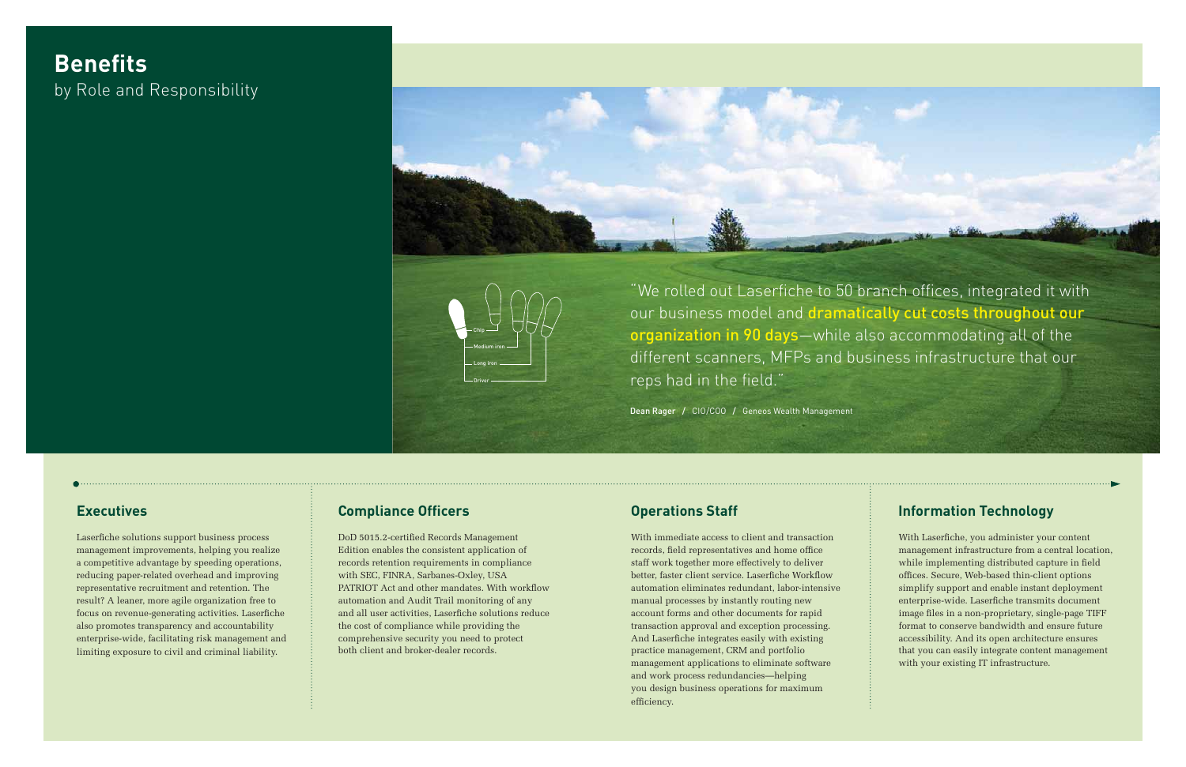# Benefits

by Role and Responsibility

"We rolled out Laserfiche to 50 branch offices, integrated it with our business model and **dramatically cut costs throughout our organization in 90 days**—while also accommodating all of the different scanners, MFPs and business infrastructure that our reps had in the field."

**Dean Rager** / CIO/COO / Geneos Wealth Management

Chip
Medium iron
Long iron
Driver

## Executives

Laserfiche solutions support business process management improvements, helping you realize a competitive advantage by speeding operations, reducing paper-related overhead and improving representative recruitment and retention. The result? A leaner, more agile organization free to focus on revenue-generating activities. Laserfiche also promotes transparency and accountability enterprise-wide, facilitating risk management and limiting exposure to civil and criminal liability.

## Compliance Officers

DoD 5015.2-certified Records Management Edition enables the consistent application of records retention requirements in compliance with SEC, FINRA, Sarbanes-Oxley, USA PATRIOT Act and other mandates. With workflow automation and Audit Trail monitoring of any and all user activities, Laserfiche solutions reduce the cost of compliance while providing the comprehensive security you need to protect both client and broker-dealer records.

## Operations Staff

With immediate access to client and transaction records, field representatives and home office staff work together more effectively to deliver better, faster client service. Laserfiche Workflow automation eliminates redundant, labor-intensive manual processes by instantly routing new account forms and other documents for rapid transaction approval and exception processing. And Laserfiche integrates easily with existing practice management, CRM and portfolio management applications to eliminate software and work process redundancies—helping you design business operations for maximum efficiency.

## Information Technology

With Laserfiche, you administer your content management infrastructure from a central location, while implementing distributed capture in field offices. Secure, Web-based thin-client options simplify support and enable instant deployment enterprise-wide. Laserfiche transmits document image files in a non-proprietary, single-page TIFF format to conserve bandwidth and ensure future accessibility. And its open architecture ensures that you can easily integrate content management with your existing IT infrastructure.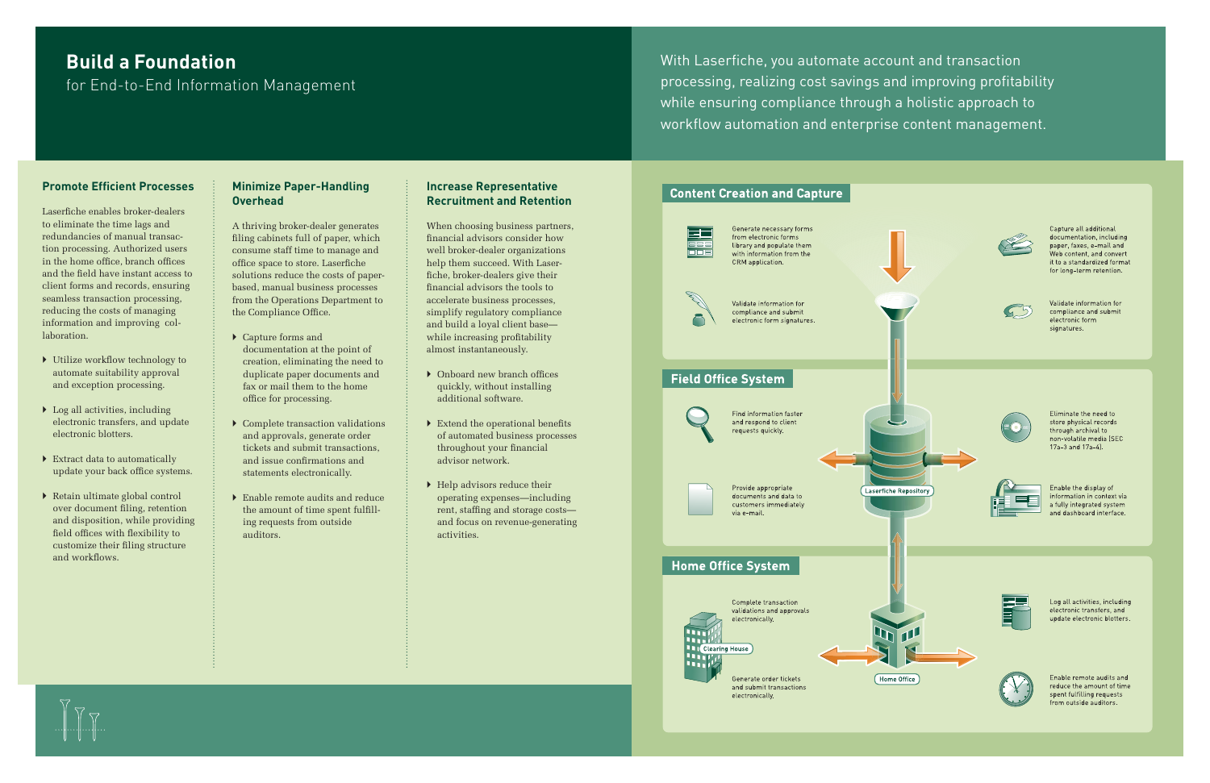# Build a Foundation

for End-to-End Information Management

With Laserfiche, you automate account and transaction processing, realizing cost savings and improving profitability while ensuring compliance through a holistic approach to workflow automation and enterprise content management.

### Promote Efficient Processes

Laserfiche enables broker-dealers to eliminate the time lags and redundancies of manual transaction processing. Authorized users in the home office, branch offices and the field have instant access to client forms and records, ensuring seamless transaction processing, reducing the costs of managing information and improving collaboration.

- Utilize workflow technology to automate suitability approval and exception processing.
- Log all activities, including electronic transfers, and update electronic blotters.
- Extract data to automatically update your back office systems.
- Retain ultimate global control over document filing, retention and disposition, while providing field offices with flexibility to customize their filing structure and workflows.

### Minimize Paper-Handling Overhead

A thriving broker-dealer generates filing cabinets full of paper, which consume staff time to manage and office space to store. Laserfiche solutions reduce the costs of paper-based, manual business processes from the Operations Department to the Compliance Office.

- Capture forms and documentation at the point of creation, eliminating the need to duplicate paper documents and fax or mail them to the home office for processing.
- Complete transaction validations and approvals, generate order tickets and submit transactions, and issue confirmations and statements electronically.
- Enable remote audits and reduce the amount of time spent fulfilling requests from outside auditors.

### Increase Representative Recruitment and Retention

When choosing business partners, financial advisors consider how well broker-dealer organizations help them succeed. With Laserfiche, broker-dealers give their financial advisors the tools to accelerate business processes, simplify regulatory compliance and build a loyal client base—while increasing profitability almost instantaneously.

- Onboard new branch offices quickly, without installing additional software.
- Extend the operational benefits of automated business processes throughout your financial advisor network.
- Help advisors reduce their operating expenses—including rent, staffing and storage costs—and focus on revenue-generating activities.

### Content Creation and Capture

Generate necessary forms from electronic forms library and populate them with information from the CRM application.

Capture all additional documentation, including paper, faxes, e-mail and Web content, and convert it to a standardized format for long-term retention.

Validate information for compliance and submit electronic form signatures.

Validate information for compliance and submit electronic form signatures.

### Field Office System

Find information faster and respond to client requests quickly.

Eliminate the need to store physical records through archival to non-volatile media (SEC 17a-3 and 17a-4).

Provide appropriate documents and data to customers immediately via e-mail.

Enable the display of information in context via a fully integrated system and dashboard interface.

Laserfiche Repository

### Home Office System

Complete transaction validations and approvals electronically.

Log all activities, including electronic transfers, and update electronic blotters.

Clearing House

Generate order tickets and submit transactions electronically.

Home Office

Enable remote audits and reduce the amount of time spent fulfilling requests from outside auditors.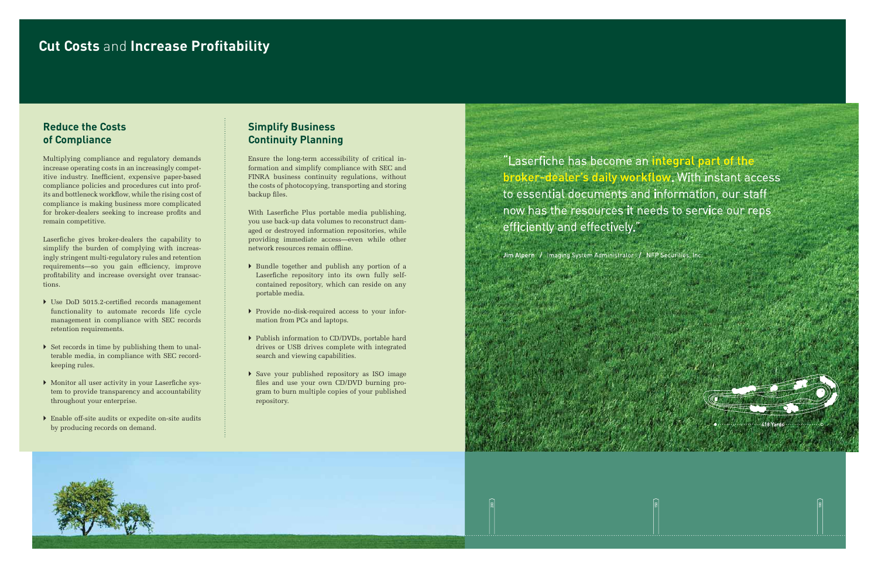# **Cut Costs** and **Increase Profitability**

## Reduce the Costs of Compliance

Multiplying compliance and regulatory demands increase operating costs in an increasingly competitive industry. Inefficient, expensive paper-based compliance policies and procedures cut into profits and bottleneck workflow, while the rising cost of compliance is making business more complicated for broker-dealers seeking to increase profits and remain competitive.

Laserfiche gives broker-dealers the capability to simplify the burden of complying with increasingly stringent multi-regulatory rules and retention requirements—so you gain efficiency, improve profitability and increase oversight over transactions.

- Use DoD 5015.2-certified records management functionality to automate records life cycle management in compliance with SEC records retention requirements.
- Set records in time by publishing them to unalterable media, in compliance with SEC recordkeeping rules.
- Monitor all user activity in your Laserfiche system to provide transparency and accountability throughout your enterprise.
- Enable off-site audits or expedite on-site audits by producing records on demand.

## Simplify Business Continuity Planning

Ensure the long-term accessibility of critical information and simplify compliance with SEC and FINRA business continuity regulations, without the costs of photocopying, transporting and storing backup files.

With Laserfiche Plus portable media publishing, you use back-up data volumes to reconstruct damaged or destroyed information repositories, while providing immediate access—even while other network resources remain offline.

- Bundle together and publish any portion of a Laserfiche repository into its own fully self-contained repository, which can reside on any portable media.
- Provide no-disk-required access to your information from PCs and laptops.
- Publish information to CD/DVDs, portable hard drives or USB drives complete with integrated search and viewing capabilities.
- Save your published repository as ISO image files and use your own CD/DVD burning program to burn multiple copies of your published repository.

"Laserfiche has become an **integral part of the broker-dealer's daily workflow.** With instant access to essential documents and information, our staff now has the resources it needs to service our reps efficiently and effectively."

**Jim Alpern** / Imaging System Administrator / NFP Securities, Inc.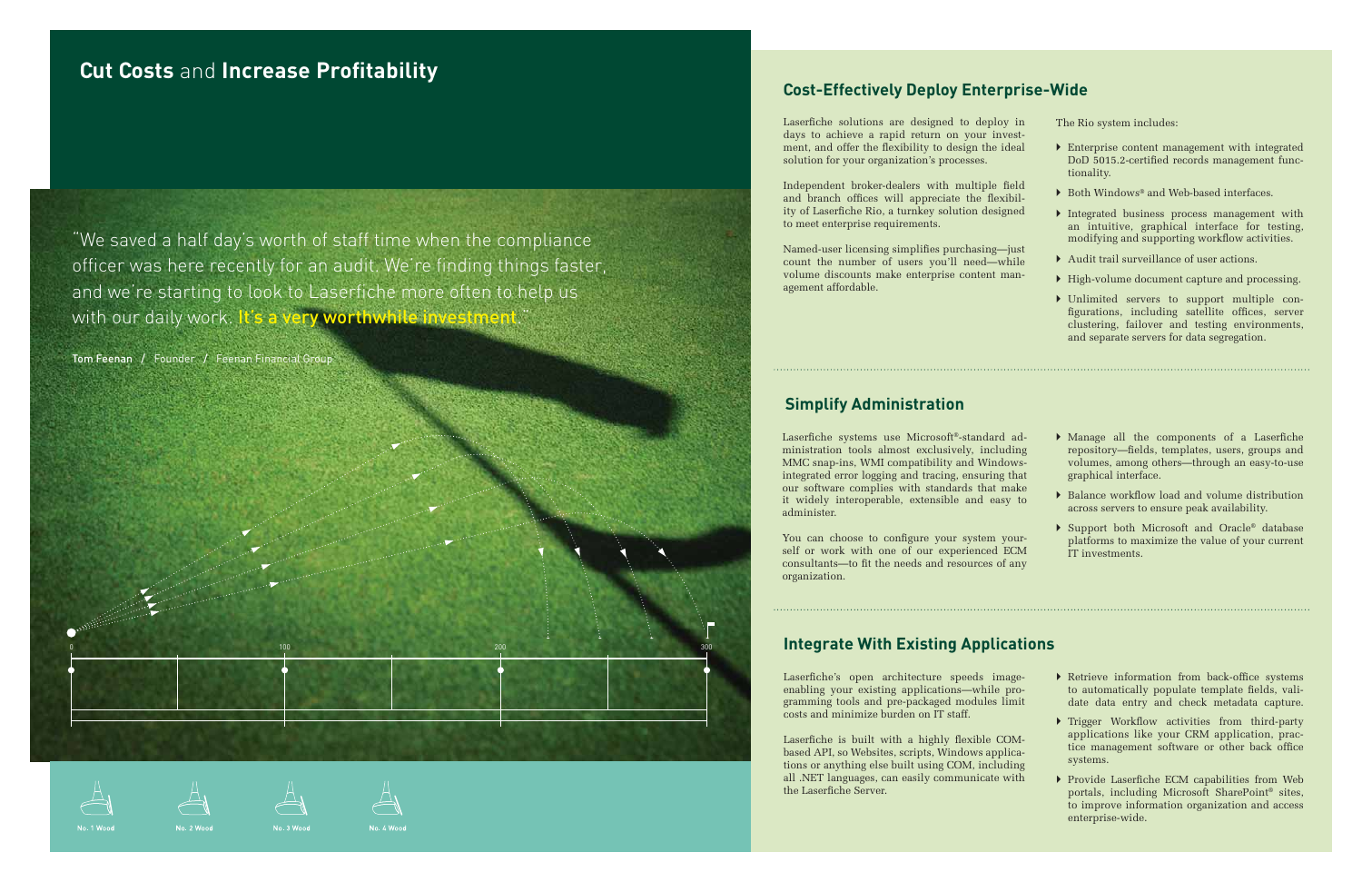## **Cut Costs** and **Increase Profitability**

"We saved a half day's worth of staff time when the compliance officer was here recently for an audit. We're finding things faster, and we're starting to look to Laserfiche more often to help us with our daily work. **It's a very worthwhile investment**."

**Tom Feenan** / Founder / Feenan Financial Group

0 100 200 300

No. 1 Wood No. 2 Wood No. 3 Wood No. 4 Wood

## Cost-Effectively Deploy Enterprise-Wide

Laserfiche solutions are designed to deploy in days to achieve a rapid return on your investment, and offer the flexibility to design the ideal solution for your organization's processes.

Independent broker-dealers with multiple field and branch offices will appreciate the flexibility of Laserfiche Rio, a turnkey solution designed to meet enterprise requirements.

Named-user licensing simplifies purchasing—just count the number of users you'll need—while volume discounts make enterprise content management affordable.

The Rio system includes:

- Enterprise content management with integrated DoD 5015.2-certified records management functionality.
- Both Windows® and Web-based interfaces.
- Integrated business process management with an intuitive, graphical interface for testing, modifying and supporting workflow activities.
- Audit trail surveillance of user actions.
- High-volume document capture and processing.
- Unlimited servers to support multiple configurations, including satellite offices, server clustering, failover and testing environments, and separate servers for data segregation.

## Simplify Administration

Laserfiche systems use Microsoft®-standard administration tools almost exclusively, including MMC snap-ins, WMI compatibility and Windows-integrated error logging and tracing, ensuring that our software complies with standards that make it widely interoperable, extensible and easy to administer.

You can choose to configure your system yourself or work with one of our experienced ECM consultants—to fit the needs and resources of any organization.

- Manage all the components of a Laserfiche repository—fields, templates, users, groups and volumes, among others—through an easy-to-use graphical interface.
- Balance workflow load and volume distribution across servers to ensure peak availability.
- Support both Microsoft and Oracle® database platforms to maximize the value of your current IT investments.

## Integrate With Existing Applications

Laserfiche's open architecture speeds image-enabling your existing applications—while programming tools and pre-packaged modules limit costs and minimize burden on IT staff.

Laserfiche is built with a highly flexible COM-based API, so Websites, scripts, Windows applications or anything else built using COM, including all .NET languages, can easily communicate with the Laserfiche Server.

- Retrieve information from back-office systems to automatically populate template fields, validate data entry and check metadata capture.
- Trigger Workflow activities from third-party applications like your CRM application, practice management software or other back office systems.
- Provide Laserfiche ECM capabilities from Web portals, including Microsoft SharePoint® sites, to improve information organization and access enterprise-wide.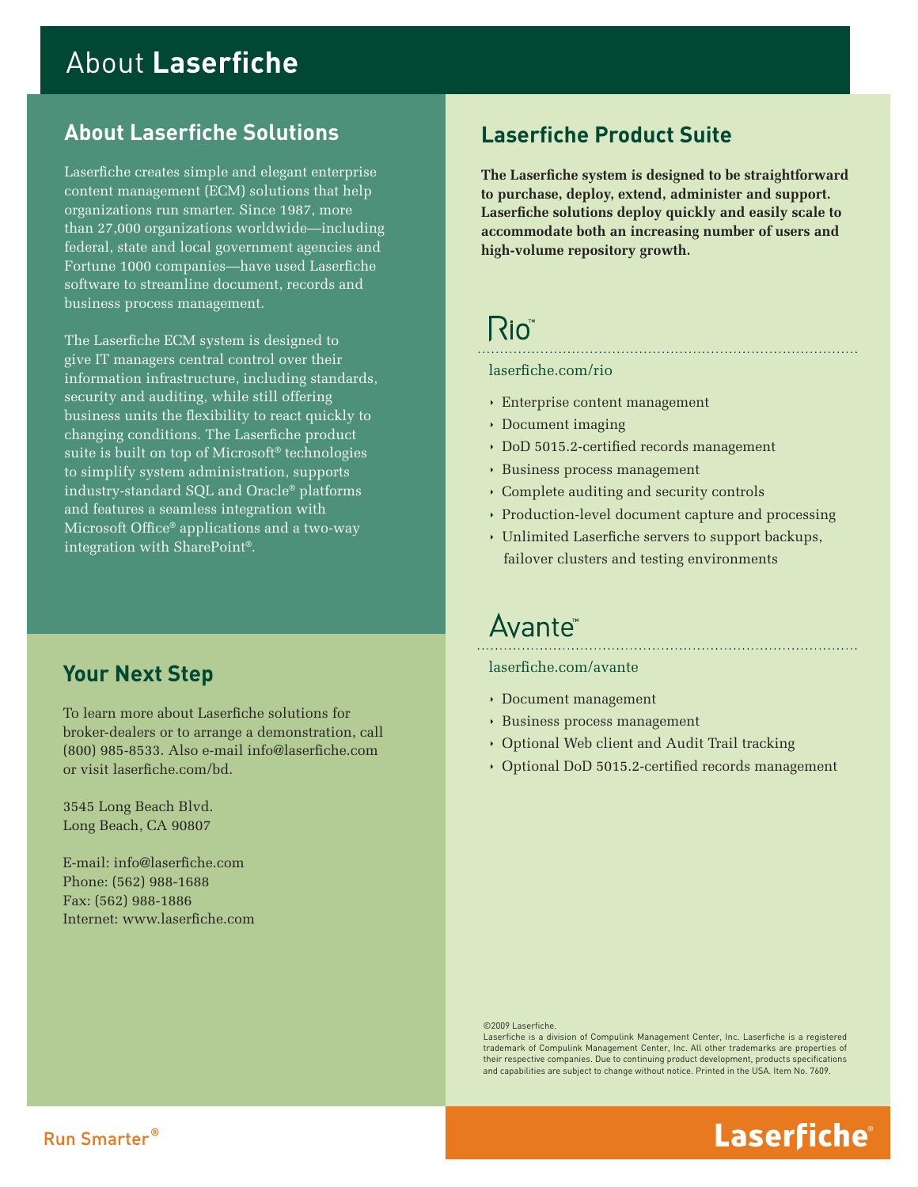# About **Laserfiche**

## About Laserfiche Solutions

Laserfiche creates simple and elegant enterprise content management (ECM) solutions that help organizations run smarter. Since 1987, more than 27,000 organizations worldwide—including federal, state and local government agencies and Fortune 1000 companies—have used Laserfiche software to streamline document, records and business process management.

The Laserfiche ECM system is designed to give IT managers central control over their information infrastructure, including standards, security and auditing, while still offering business units the flexibility to react quickly to changing conditions. The Laserfiche product suite is built on top of Microsoft® technologies to simplify system administration, supports industry-standard SQL and Oracle® platforms and features a seamless integration with Microsoft Office® applications and a two-way integration with SharePoint®.

## Your Next Step

To learn more about Laserfiche solutions for broker-dealers or to arrange a demonstration, call (800) 985-8533. Also e-mail info@laserfiche.com or visit laserfiche.com/bd.

3545 Long Beach Blvd.
Long Beach, CA 90807

E-mail: info@laserfiche.com
Phone: (562) 988-1688
Fax: (562) 988-1886
Internet: www.laserfiche.com

## Laserfiche Product Suite

**The Laserfiche system is designed to be straightforward to purchase, deploy, extend, administer and support. Laserfiche solutions deploy quickly and easily scale to accommodate both an increasing number of users and high-volume repository growth.**

### Rio™

laserfiche.com/rio

- Enterprise content management
- Document imaging
- DoD 5015.2-certified records management
- Business process management
- Complete auditing and security controls
- Production-level document capture and processing
- Unlimited Laserfiche servers to support backups, failover clusters and testing environments

### Avante™

laserfiche.com/avante

- Document management
- Business process management
- Optional Web client and Audit Trail tracking
- Optional DoD 5015.2-certified records management

©2009 Laserfiche.
Laserfiche is a division of Compulink Management Center, Inc. Laserfiche is a registered trademark of Compulink Management Center, Inc. All other trademarks are properties of their respective companies. Due to continuing product development, products specifications and capabilities are subject to change without notice. Printed in the USA. Item No. 7609.

Run Smarter®

Laserfiche®